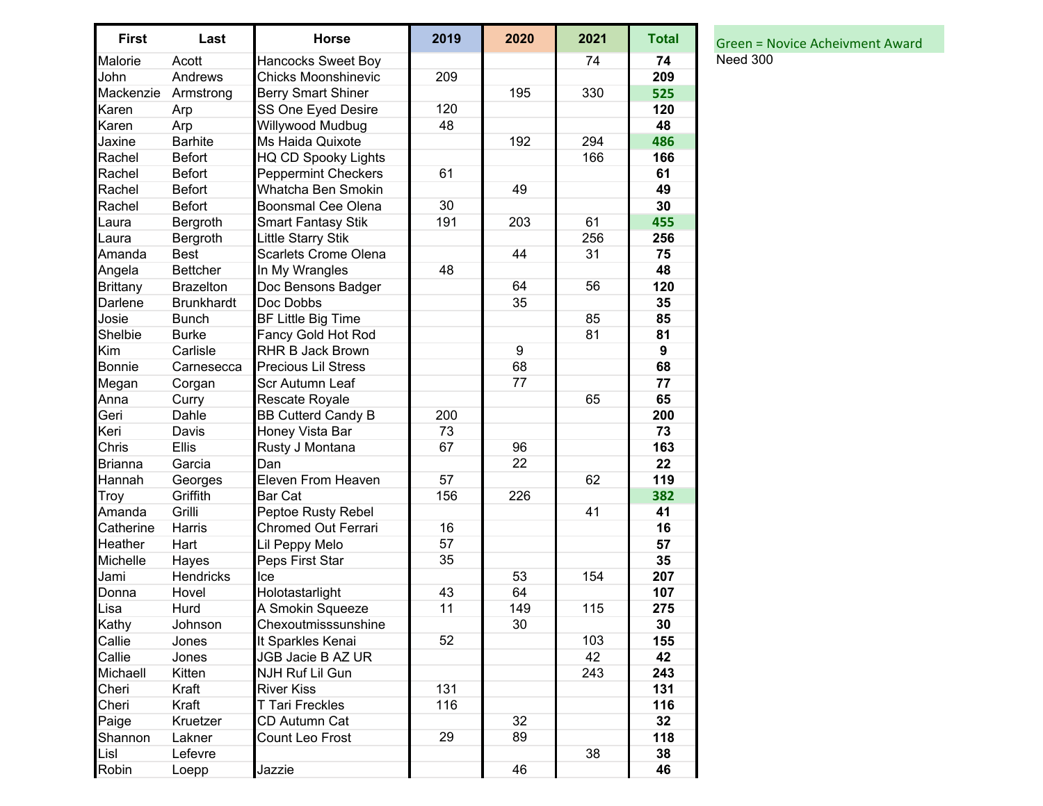| First | Last | Horse | 2019 | 2020 | 2021 | Total |
|---|---|---|---|---|---|---|
| Malorie | Acott | Hancocks Sweet Boy | | | 74 | **74** |
| John | Andrews | Chicks Moonshinevic | 209 | | | **209** |
| Mackenzie | Armstrong | Berry Smart Shiner | | 195 | 330 | **525** |
| Karen | Arp | SS One Eyed Desire | 120 | | | **120** |
| Karen | Arp | Willywood Mudbug | 48 | | | **48** |
| Jaxine | Barhite | Ms Haida Quixote | | 192 | 294 | **486** |
| Rachel | Befort | HQ CD Spooky Lights | | | 166 | **166** |
| Rachel | Befort | Peppermint Checkers | 61 | | | **61** |
| Rachel | Befort | Whatcha Ben Smokin | | 49 | | **49** |
| Rachel | Befort | Boonsmal Cee Olena | 30 | | | **30** |
| Laura | Bergroth | Smart Fantasy Stik | 191 | 203 | 61 | **455** |
| Laura | Bergroth | Little Starry Stik | | | 256 | **256** |
| Amanda | Best | Scarlets Crome Olena | | 44 | 31 | **75** |
| Angela | Bettcher | In My Wrangles | 48 | | | **48** |
| Brittany | Brazelton | Doc Bensons Badger | | 64 | 56 | **120** |
| Darlene | Brunkhardt | Doc Dobbs | | 35 | | **35** |
| Josie | Bunch | BF Little Big Time | | | 85 | **85** |
| Shelbie | Burke | Fancy Gold Hot Rod | | | 81 | **81** |
| Kim | Carlisle | RHR B Jack Brown | | 9 | | **9** |
| Bonnie | Carnesecca | Precious Lil Stress | | 68 | | **68** |
| Megan | Corgan | Scr Autumn Leaf | | 77 | | **77** |
| Anna | Curry | Rescate Royale | | | 65 | **65** |
| Geri | Dahle | BB Cutterd Candy B | 200 | | | **200** |
| Keri | Davis | Honey Vista Bar | 73 | | | **73** |
| Chris | Ellis | Rusty J Montana | 67 | 96 | | **163** |
| Brianna | Garcia | Dan | | 22 | | **22** |
| Hannah | Georges | Eleven From Heaven | 57 | | 62 | **119** |
| Troy | Griffith | Bar Cat | 156 | 226 | | **382** |
| Amanda | Grilli | Peptoe Rusty Rebel | | | 41 | **41** |
| Catherine | Harris | Chromed Out Ferrari | 16 | | | **16** |
| Heather | Hart | Lil Peppy Melo | 57 | | | **57** |
| Michelle | Hayes | Peps First Star | 35 | | | **35** |
| Jami | Hendricks | Ice | | 53 | 154 | **207** |
| Donna | Hovel | Holotastarlight | 43 | 64 | | **107** |
| Lisa | Hurd | A Smokin Squeeze | 11 | 149 | 115 | **275** |
| Kathy | Johnson | Chexoutmisssunshine | | 30 | | **30** |
| Callie | Jones | It Sparkles Kenai | 52 | | 103 | **155** |
| Callie | Jones | JGB Jacie B AZ UR | | | 42 | **42** |
| Michaell | Kitten | NJH Ruf Lil Gun | | | 243 | **243** |
| Cheri | Kraft | River Kiss | 131 | | | **131** |
| Cheri | Kraft | T Tari Freckles | 116 | | | **116** |
| Paige | Kruetzer | CD Autumn Cat | | 32 | | **32** |
| Shannon | Lakner | Count Leo Frost | 29 | 89 | | **118** |
| Lisl | Lefevre | | | | 38 | **38** |
| Robin | Loepp | Jazzie | | 46 | | **46** |

Green = Novice Acheivment Award

Need 300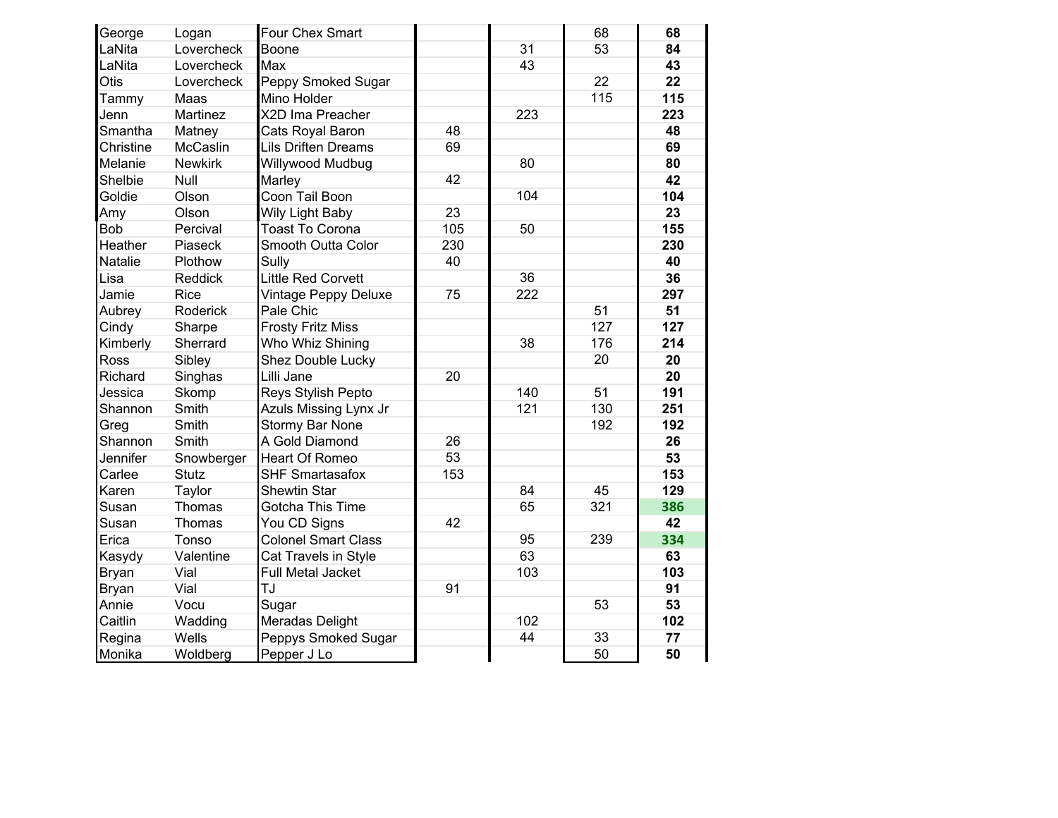| | | | | | | |
|---|---|---|---|---|---|---|
| George | Logan | Four Chex Smart | | | 68 | **68** |
| LaNita | Lovercheck | Boone | | 31 | 53 | **84** |
| LaNita | Lovercheck | Max | | 43 | | **43** |
| Otis | Lovercheck | Peppy Smoked Sugar | | | 22 | **22** |
| Tammy | Maas | Mino Holder | | | 115 | **115** |
| Jenn | Martinez | X2D Ima Preacher | | 223 | | **223** |
| Smantha | Matney | Cats Royal Baron | 48 | | | **48** |
| Christine | McCaslin | Lils Driften Dreams | 69 | | | **69** |
| Melanie | Newkirk | Willywood Mudbug | | 80 | | **80** |
| Shelbie | Null | Marley | 42 | | | **42** |
| Goldie | Olson | Coon Tail Boon | | 104 | | **104** |
| Amy | Olson | Wily Light Baby | 23 | | | **23** |
| Bob | Percival | Toast To Corona | 105 | 50 | | **155** |
| Heather | Piaseck | Smooth Outta Color | 230 | | | **230** |
| Natalie | Plothow | Sully | 40 | | | **40** |
| Lisa | Reddick | Little Red Corvett | | 36 | | **36** |
| Jamie | Rice | Vintage Peppy Deluxe | 75 | 222 | | **297** |
| Aubrey | Roderick | Pale Chic | | | 51 | **51** |
| Cindy | Sharpe | Frosty Fritz Miss | | | 127 | **127** |
| Kimberly | Sherrard | Who Whiz Shining | | 38 | 176 | **214** |
| Ross | Sibley | Shez Double Lucky | | | 20 | **20** |
| Richard | Singhas | Lilli Jane | 20 | | | **20** |
| Jessica | Skomp | Reys Stylish Pepto | | 140 | 51 | **191** |
| Shannon | Smith | Azuls Missing Lynx Jr | | 121 | 130 | **251** |
| Greg | Smith | Stormy Bar None | | | 192 | **192** |
| Shannon | Smith | A Gold Diamond | 26 | | | **26** |
| Jennifer | Snowberger | Heart Of Romeo | 53 | | | **53** |
| Carlee | Stutz | SHF Smartasafox | 153 | | | **153** |
| Karen | Taylor | Shewtin Star | | 84 | 45 | **129** |
| Susan | Thomas | Gotcha This Time | | 65 | 321 | **386** |
| Susan | Thomas | You CD Signs | 42 | | | **42** |
| Erica | Tonso | Colonel Smart Class | | 95 | 239 | **334** |
| Kasydy | Valentine | Cat Travels in Style | | 63 | | **63** |
| Bryan | Vial | Full Metal Jacket | | 103 | | **103** |
| Bryan | Vial | TJ | 91 | | | **91** |
| Annie | Vocu | Sugar | | | 53 | **53** |
| Caitlin | Wadding | Meradas Delight | | 102 | | **102** |
| Regina | Wells | Peppys Smoked Sugar | | 44 | 33 | **77** |
| Monika | Woldberg | Pepper J Lo | | | 50 | **50** |